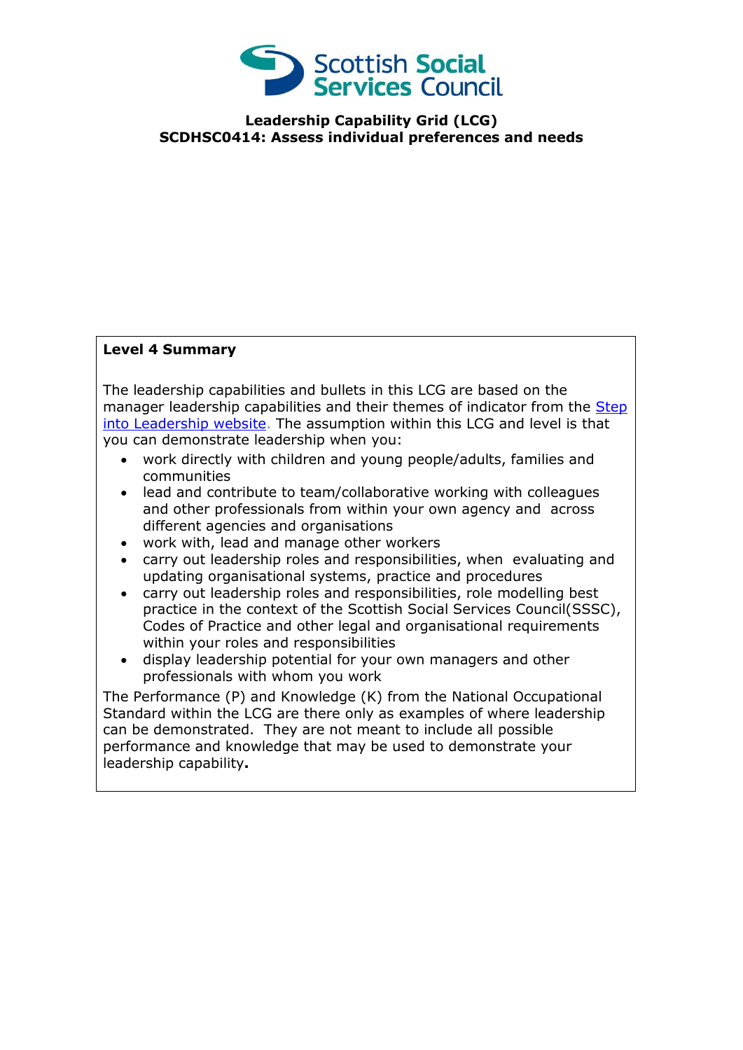Scottish Social Services Council

**Leadership Capability Grid (LCG)**
**SCDHSC0414: Assess individual preferences and needs**

**Level 4 Summary**

The leadership capabilities and bullets in this LCG are based on the manager leadership capabilities and their themes of indicator from the [Step into Leadership website](). The assumption within this LCG and level is that you can demonstrate leadership when you:

- work directly with children and young people/adults, families and communities
- lead and contribute to team/collaborative working with colleagues and other professionals from within your own agency and across different agencies and organisations
- work with, lead and manage other workers
- carry out leadership roles and responsibilities, when evaluating and updating organisational systems, practice and procedures
- carry out leadership roles and responsibilities, role modelling best practice in the context of the Scottish Social Services Council(SSSC), Codes of Practice and other legal and organisational requirements within your roles and responsibilities
- display leadership potential for your own managers and other professionals with whom you work

The Performance (P) and Knowledge (K) from the National Occupational Standard within the LCG are there only as examples of where leadership can be demonstrated. They are not meant to include all possible performance and knowledge that may be used to demonstrate your leadership capability.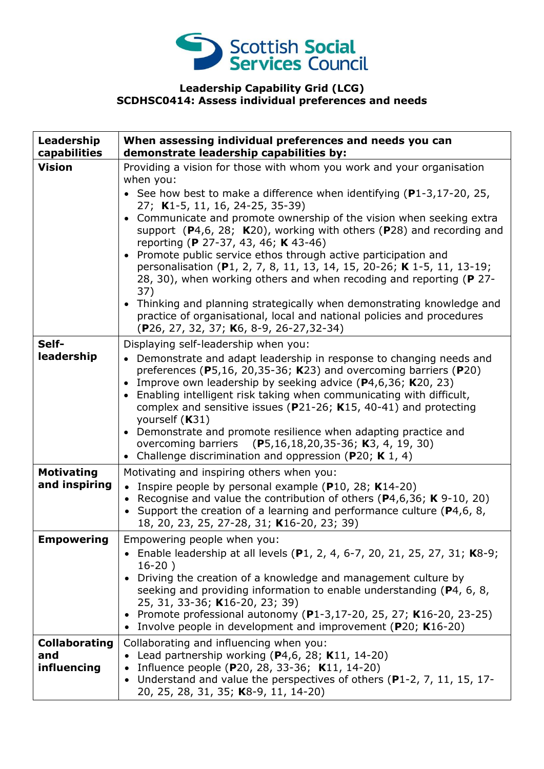Scottish Social Services Council

**Leadership Capability Grid (LCG)**
**SCDHSC0414: Assess individual preferences and needs**

| Leadership capabilities | When assessing individual preferences and needs you can demonstrate leadership capabilities by: |
|---|---|
| **Vision** | Providing a vision for those with whom you work and your organisation when you:<br>• See how best to make a difference when identifying (**P**1-3,17-20, 25, 27; **K**1-5, 11, 16, 24-25, 35-39)<br>• Communicate and promote ownership of the vision when seeking extra support (**P**4,6, 28; **K**20), working with others (**P**28) and recording and reporting (**P** 27-37, 43, 46; **K** 43-46)<br>• Promote public service ethos through active participation and personalisation (**P**1, 2, 7, 8, 11, 13, 14, 15, 20-26; **K** 1-5, 11, 13-19; 28, 30), when working others and when recoding and reporting (**P** 27-37)<br>• Thinking and planning strategically when demonstrating knowledge and practice of organisational, local and national policies and procedures (**P**26, 27, 32, 37; **K**6, 8-9, 26-27,32-34) |
| **Self-leadership** | Displaying self-leadership when you:<br>• Demonstrate and adapt leadership in response to changing needs and preferences (**P**5,16, 20,35-36; **K**23) and overcoming barriers (**P**20)<br>• Improve own leadership by seeking advice (**P**4,6,36; **K**20, 23)<br>• Enabling intelligent risk taking when communicating with difficult, complex and sensitive issues (**P**21-26; **K**15, 40-41) and protecting yourself (**K**31)<br>• Demonstrate and promote resilience when adapting practice and overcoming barriers (**P**5,16,18,20,35-36; **K**3, 4, 19, 30)<br>• Challenge discrimination and oppression (**P**20; **K** 1, 4) |
| **Motivating and inspiring** | Motivating and inspiring others when you:<br>• Inspire people by personal example (**P**10, 28; **K**14-20)<br>• Recognise and value the contribution of others (**P**4,6,36; **K** 9-10, 20)<br>• Support the creation of a learning and performance culture (**P**4,6, 8, 18, 20, 23, 25, 27-28, 31; **K**16-20, 23; 39) |
| **Empowering** | Empowering people when you:<br>• Enable leadership at all levels (**P**1, 2, 4, 6-7, 20, 21, 25, 27, 31; **K**8-9; 16-20 )<br>• Driving the creation of a knowledge and management culture by seeking and providing information to enable understanding (**P**4, 6, 8, 25, 31, 33-36; **K**16-20, 23; 39)<br>• Promote professional autonomy (**P**1-3,17-20, 25, 27; **K**16-20, 23-25)<br>• Involve people in development and improvement (**P**20; **K**16-20) |
| **Collaborating and influencing** | Collaborating and influencing when you:<br>• Lead partnership working (**P**4,6, 28; **K**11, 14-20)<br>• Influence people (**P**20, 28, 33-36; **K**11, 14-20)<br>• Understand and value the perspectives of others (**P**1-2, 7, 11, 15, 17-20, 25, 28, 31, 35; **K**8-9, 11, 14-20) |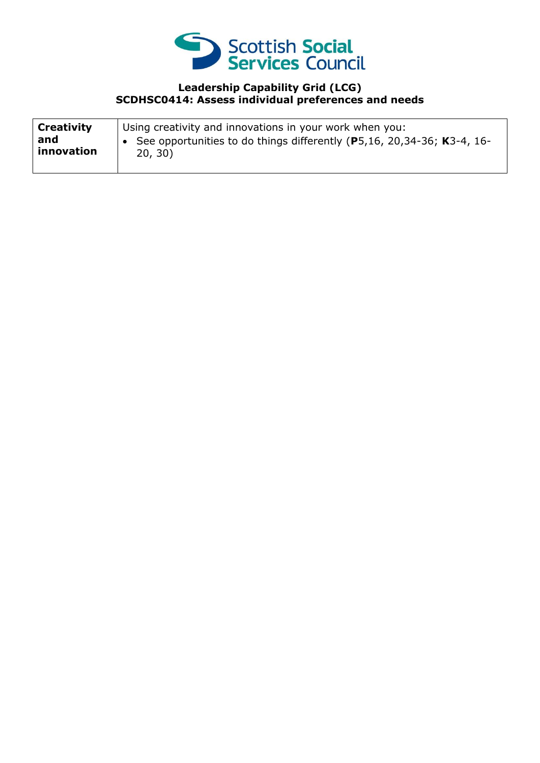**Leadership Capability Grid (LCG)**
**SCDHSC0414: Assess individual preferences and needs**

| | |
|---|---|
| **Creativity and innovation** | Using creativity and innovations in your work when you:<br>• See opportunities to do things differently (**P**5,16, 20,34-36; **K**3-4, 16-20, 30) |